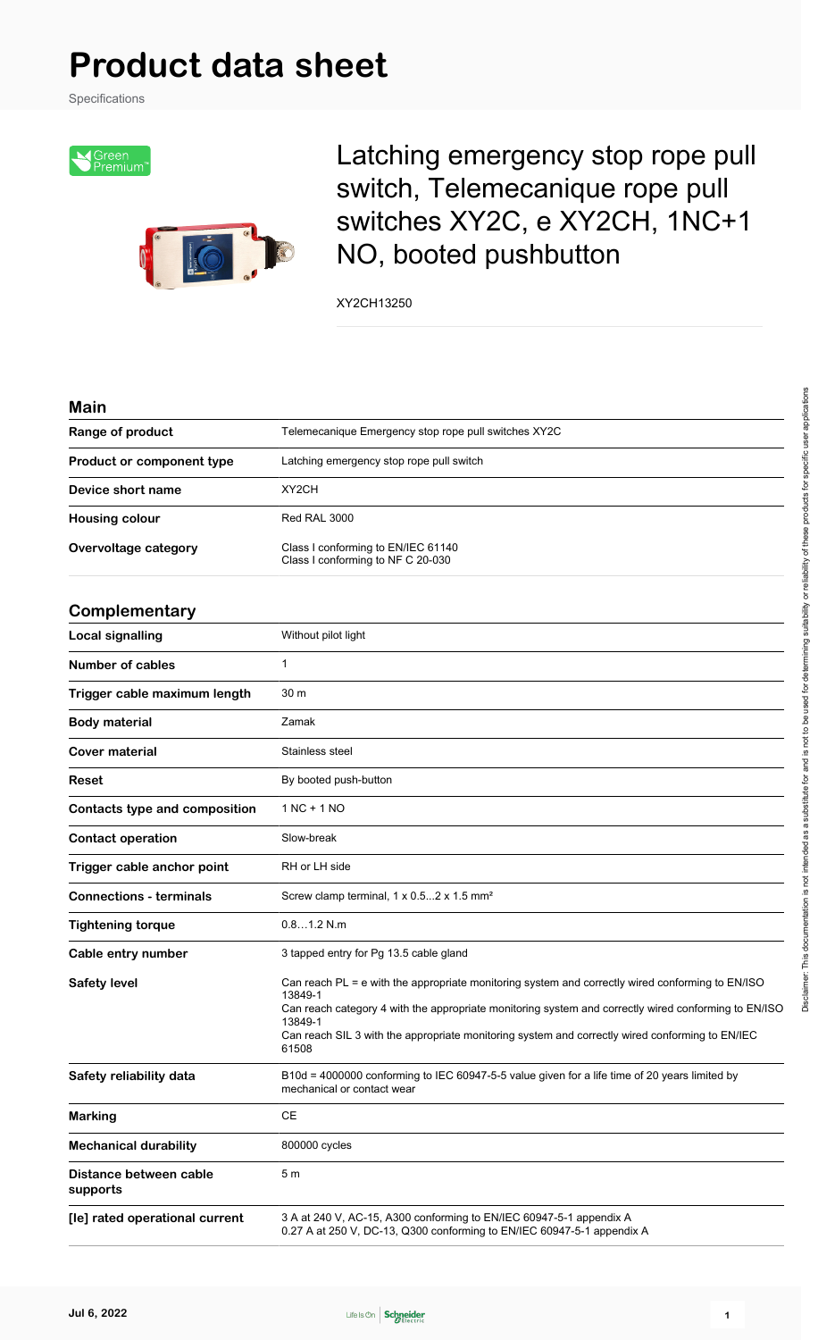# Product data sheet

Specifications

## Latching emergency stop rope pull switch, Telemecanique rope pull switches XY2C, e XY2CH, 1NC+1 NO, booted pushbutton

XY2CH13250

### Main

| | |
|---|---|
| **Range of product** | Telemecanique Emergency stop rope pull switches XY2C |
| **Product or component type** | Latching emergency stop rope pull switch |
| **Device short name** | XY2CH |
| **Housing colour** | Red RAL 3000 |
| **Overvoltage category** | Class I conforming to EN/IEC 61140<br>Class I conforming to NF C 20-030 |

### Complementary

| | |
|---|---|
| **Local signalling** | Without pilot light |
| **Number of cables** | 1 |
| **Trigger cable maximum length** | 30 m |
| **Body material** | Zamak |
| **Cover material** | Stainless steel |
| **Reset** | By booted push-button |
| **Contacts type and composition** | 1 NC + 1 NO |
| **Contact operation** | Slow-break |
| **Trigger cable anchor point** | RH or LH side |
| **Connections - terminals** | Screw clamp terminal, 1 x 0.5...2 x 1.5 mm² |
| **Tightening torque** | 0.8…1.2 N.m |
| **Cable entry number** | 3 tapped entry for Pg 13.5 cable gland |
| **Safety level** | Can reach PL = e with the appropriate monitoring system and correctly wired conforming to EN/ISO 13849-1<br>Can reach category 4 with the appropriate monitoring system and correctly wired conforming to EN/ISO 13849-1<br>Can reach SIL 3 with the appropriate monitoring system and correctly wired conforming to EN/IEC 61508 |
| **Safety reliability data** | B10d = 4000000 conforming to IEC 60947-5-5 value given for a life time of 20 years limited by mechanical or contact wear |
| **Marking** | CE |
| **Mechanical durability** | 800000 cycles |
| **Distance between cable supports** | 5 m |
| **[Ie] rated operational current** | 3 A at 240 V, AC-15, A300 conforming to EN/IEC 60947-5-1 appendix A<br>0.27 A at 250 V, DC-13, Q300 conforming to EN/IEC 60947-5-1 appendix A |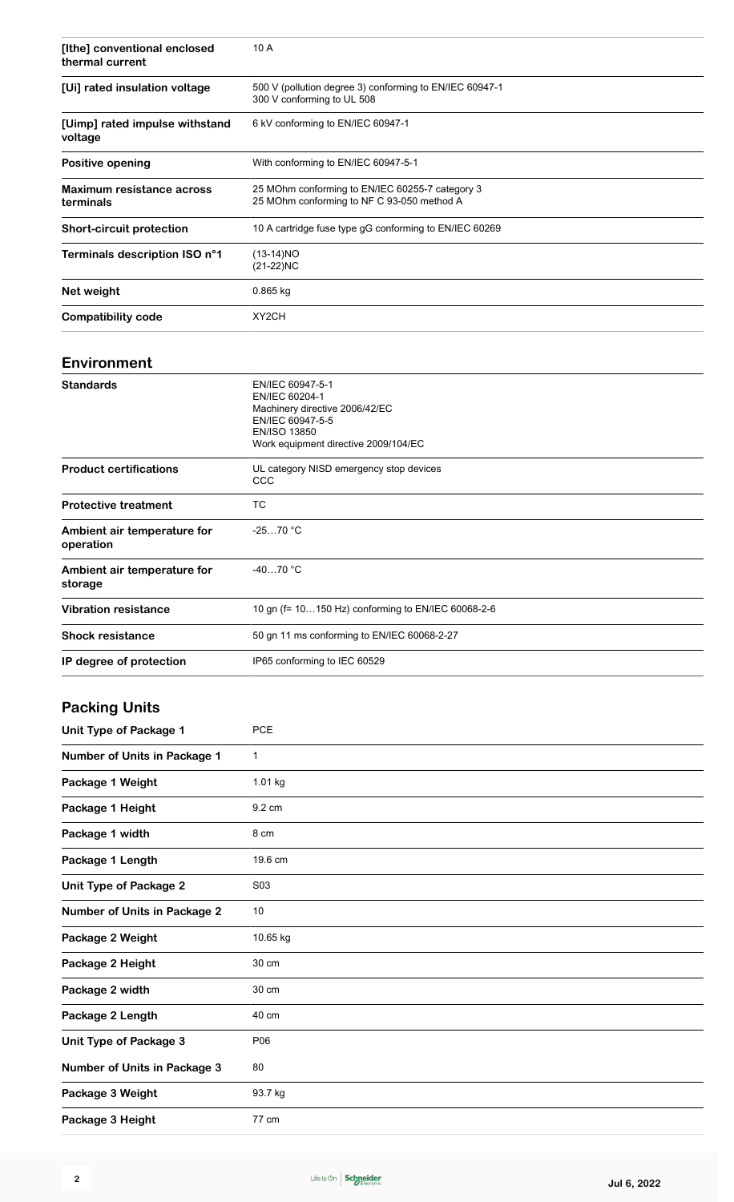| | |
|---|---|
| **[Ithe] conventional enclosed thermal current** | 10 A |
| **[Ui] rated insulation voltage** | 500 V (pollution degree 3) conforming to EN/IEC 60947-1<br>300 V conforming to UL 508 |
| **[Uimp] rated impulse withstand voltage** | 6 kV conforming to EN/IEC 60947-1 |
| **Positive opening** | With conforming to EN/IEC 60947-5-1 |
| **Maximum resistance across terminals** | 25 MOhm conforming to EN/IEC 60255-7 category 3<br>25 MOhm conforming to NF C 93-050 method A |
| **Short-circuit protection** | 10 A cartridge fuse type gG conforming to EN/IEC 60269 |
| **Terminals description ISO n°1** | (13-14)NO<br>(21-22)NC |
| **Net weight** | 0.865 kg |
| **Compatibility code** | XY2CH |

## Environment

| | |
|---|---|
| **Standards** | EN/IEC 60947-5-1<br>EN/IEC 60204-1<br>Machinery directive 2006/42/EC<br>EN/IEC 60947-5-5<br>EN/ISO 13850<br>Work equipment directive 2009/104/EC |
| **Product certifications** | UL category NISD emergency stop devices<br>CCC |
| **Protective treatment** | TC |
| **Ambient air temperature for operation** | -25…70 °C |
| **Ambient air temperature for storage** | -40…70 °C |
| **Vibration resistance** | 10 gn (f= 10…150 Hz) conforming to EN/IEC 60068-2-6 |
| **Shock resistance** | 50 gn 11 ms conforming to EN/IEC 60068-2-27 |
| **IP degree of protection** | IP65 conforming to IEC 60529 |

## Packing Units

| | |
|---|---|
| **Unit Type of Package 1** | PCE |
| **Number of Units in Package 1** | 1 |
| **Package 1 Weight** | 1.01 kg |
| **Package 1 Height** | 9.2 cm |
| **Package 1 width** | 8 cm |
| **Package 1 Length** | 19.6 cm |
| **Unit Type of Package 2** | S03 |
| **Number of Units in Package 2** | 10 |
| **Package 2 Weight** | 10.65 kg |
| **Package 2 Height** | 30 cm |
| **Package 2 width** | 30 cm |
| **Package 2 Length** | 40 cm |
| **Unit Type of Package 3** | P06 |
| **Number of Units in Package 3** | 80 |
| **Package 3 Weight** | 93.7 kg |
| **Package 3 Height** | 77 cm |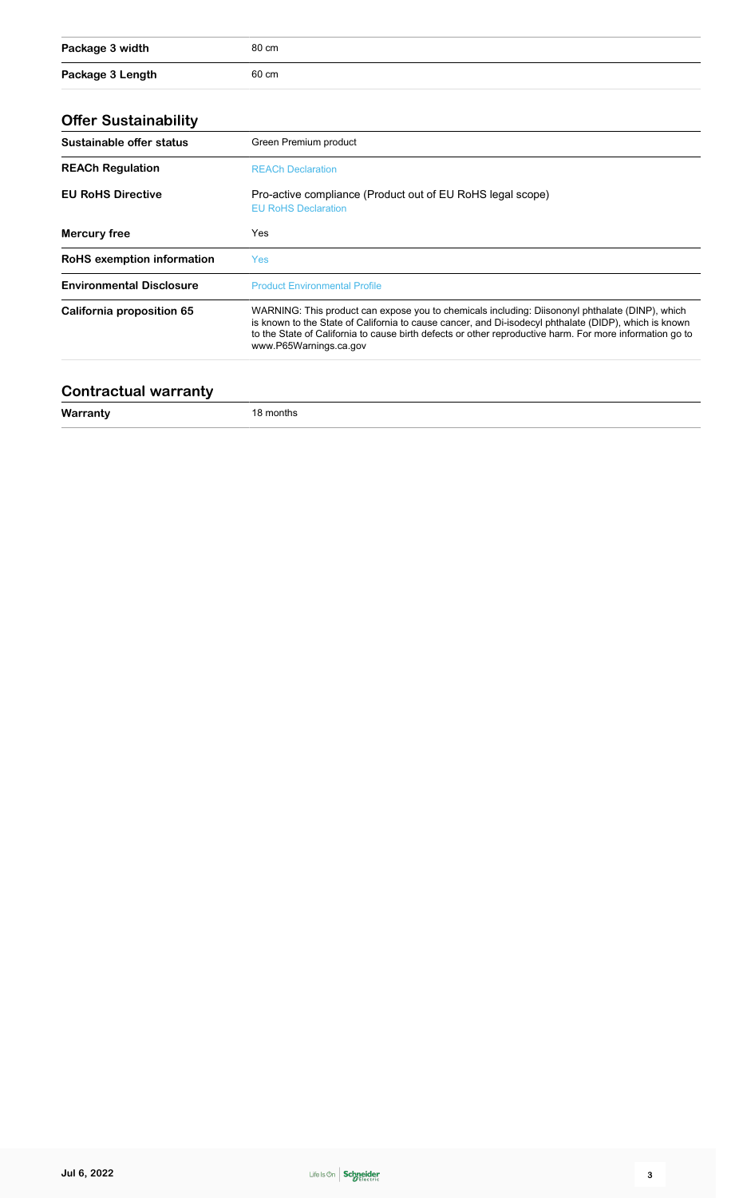| | |
|---|---|
| **Package 3 width** | 80 cm |
| **Package 3 Length** | 60 cm |

## Offer Sustainability

| | |
|---|---|
| **Sustainable offer status** | Green Premium product |
| **REACh Regulation** | REACh Declaration |
| **EU RoHS Directive** | Pro-active compliance (Product out of EU RoHS legal scope)<br>EU RoHS Declaration |
| **Mercury free** | Yes |
| **RoHS exemption information** | Yes |
| **Environmental Disclosure** | Product Environmental Profile |
| **California proposition 65** | WARNING: This product can expose you to chemicals including: Diisononyl phthalate (DINP), which is known to the State of California to cause cancer, and Di-isodecyl phthalate (DIDP), which is known to the State of California to cause birth defects or other reproductive harm. For more information go to www.P65Warnings.ca.gov |

## Contractual warranty

| | |
|---|---|
| **Warranty** | 18 months |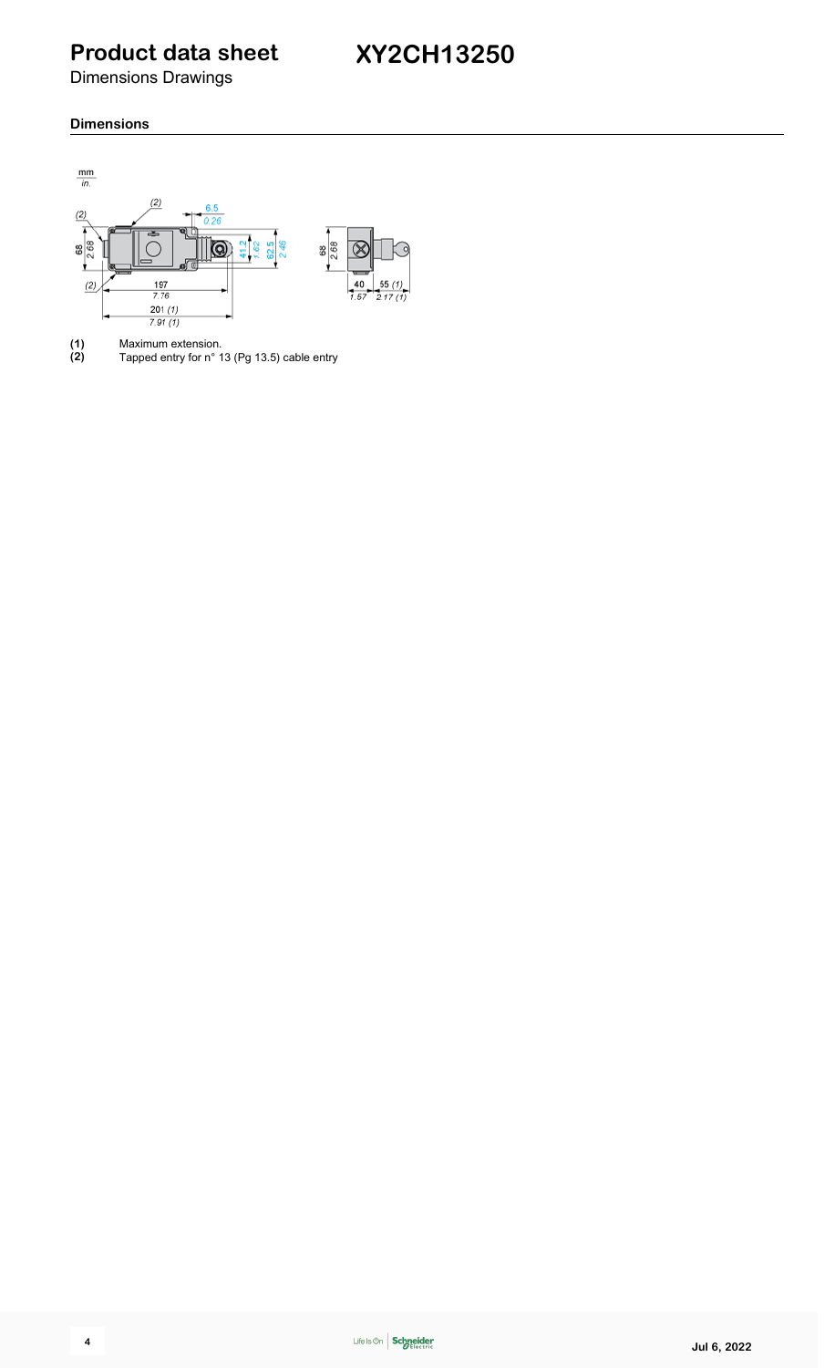# Product data sheet

## XY2CH13250

Dimensions Drawings

### Dimensions

(1) Maximum extension.

(2) Tapped entry for n° 13 (Pg 13.5) cable entry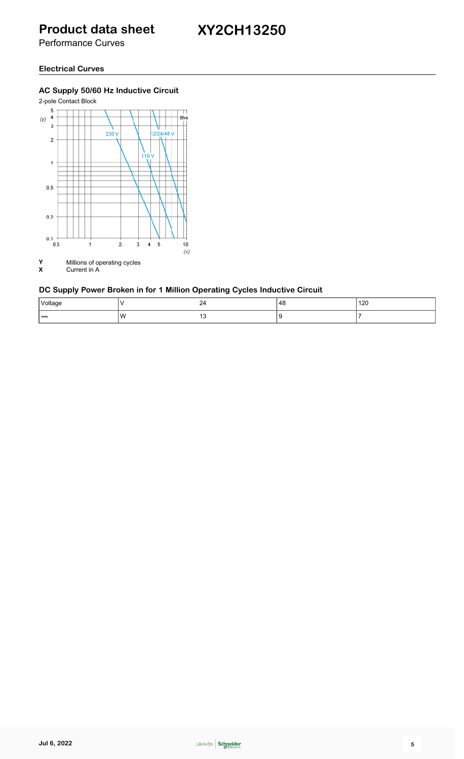# Product data sheet

## XY2CH13250

Performance Curves

### Electrical Curves

#### AC Supply 50/60 Hz Inductive Circuit

2-pole Contact Block

5
4
3
2
1
0.5
0.2
0.1
(y)
0.5
1
2
3
4
5
10
(x)
Ithe
230 V
12/24/48 V
110 V

**Y** Millions of operating cycles
**X** Current in A

#### DC Supply Power Broken in for 1 Million Operating Cycles Inductive Circuit

| | | | | |
|---|---|---|---|---|
| Voltage | V | 24 | 48 | 120 |
| ⎓ | W | 13 | 9 | 7 |